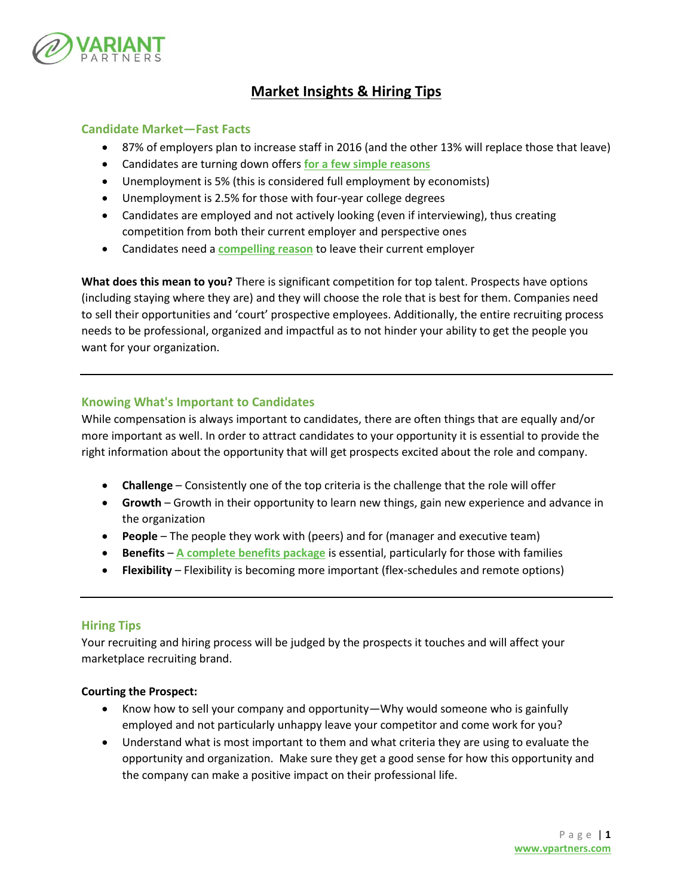# Market Insights & Hiring Tips

## Candidate Market—Fast Facts

- 87% of employers plan to increase staff in 2016 (and the other 13% will replace those that leave)
- Candidates are turning down offers **for a few simple reasons**
- Unemployment is 5% (this is considered full employment by economists)
- Unemployment is 2.5% for those with four-year college degrees
- Candidates are employed and not actively looking (even if interviewing), thus creating competition from both their current employer and perspective ones
- Candidates need a **compelling reason** to leave their current employer

**What does this mean to you?** There is significant competition for top talent. Prospects have options (including staying where they are) and they will choose the role that is best for them. Companies need to sell their opportunities and 'court' prospective employees. Additionally, the entire recruiting process needs to be professional, organized and impactful as to not hinder your ability to get the people you want for your organization.

---

## Knowing What's Important to Candidates

While compensation is always important to candidates, there are often things that are equally and/or more important as well. In order to attract candidates to your opportunity it is essential to provide the right information about the opportunity that will get prospects excited about the role and company.

- **Challenge** – Consistently one of the top criteria is the challenge that the role will offer
- **Growth** – Growth in their opportunity to learn new things, gain new experience and advance in the organization
- **People** – The people they work with (peers) and for (manager and executive team)
- **Benefits** – **A complete benefits package** is essential, particularly for those with families
- **Flexibility** – Flexibility is becoming more important (flex-schedules and remote options)

---

## Hiring Tips

Your recruiting and hiring process will be judged by the prospects it touches and will affect your marketplace recruiting brand.

**Courting the Prospect:**

- Know how to sell your company and opportunity—Why would someone who is gainfully employed and not particularly unhappy leave your competitor and come work for you?
- Understand what is most important to them and what criteria they are using to evaluate the opportunity and organization. Make sure they get a good sense for how this opportunity and the company can make a positive impact on their professional life.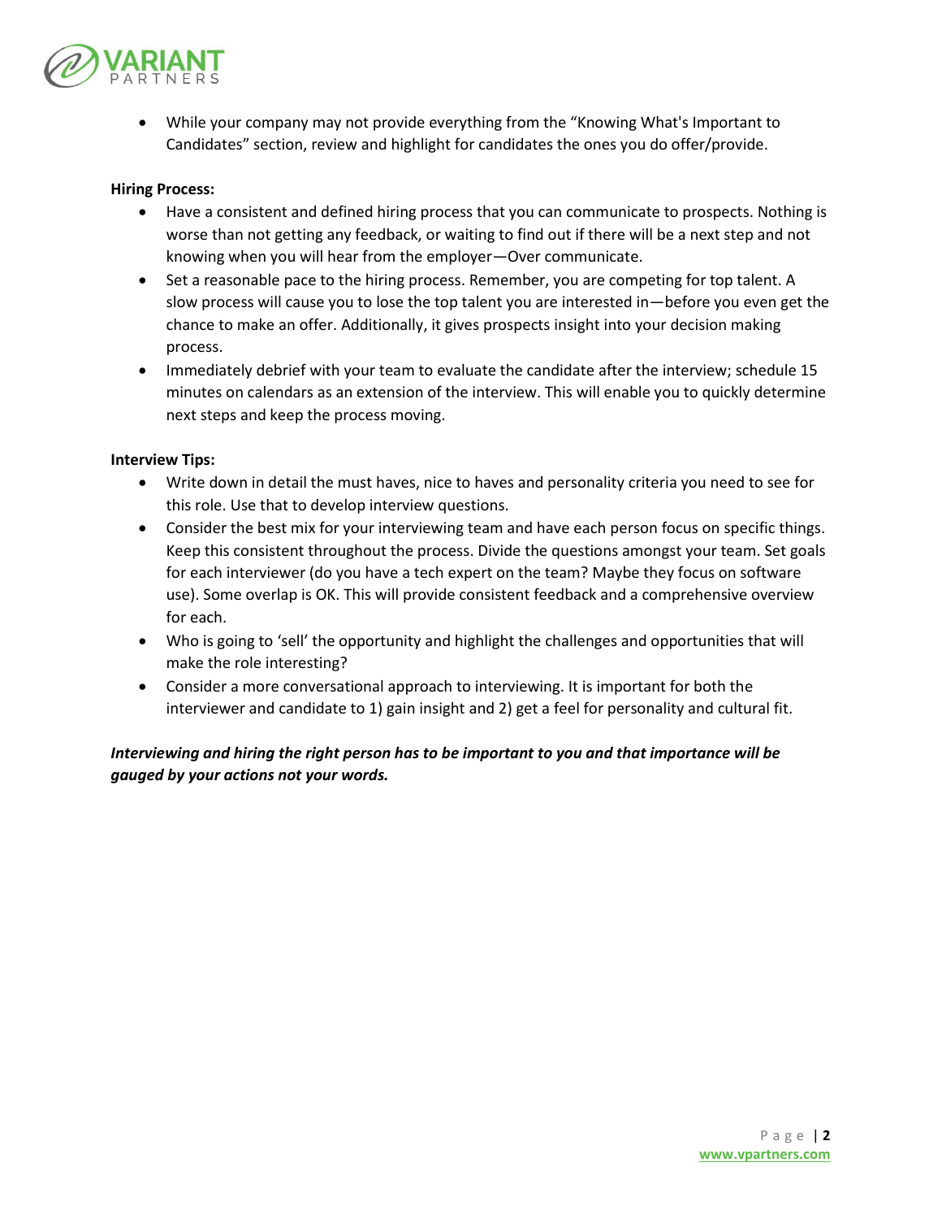- While your company may not provide everything from the "Knowing What's Important to Candidates" section, review and highlight for candidates the ones you do offer/provide.

**Hiring Process:**

- Have a consistent and defined hiring process that you can communicate to prospects. Nothing is worse than not getting any feedback, or waiting to find out if there will be a next step and not knowing when you will hear from the employer—Over communicate.
- Set a reasonable pace to the hiring process. Remember, you are competing for top talent. A slow process will cause you to lose the top talent you are interested in—before you even get the chance to make an offer. Additionally, it gives prospects insight into your decision making process.
- Immediately debrief with your team to evaluate the candidate after the interview; schedule 15 minutes on calendars as an extension of the interview. This will enable you to quickly determine next steps and keep the process moving.

**Interview Tips:**

- Write down in detail the must haves, nice to haves and personality criteria you need to see for this role. Use that to develop interview questions.
- Consider the best mix for your interviewing team and have each person focus on specific things. Keep this consistent throughout the process. Divide the questions amongst your team. Set goals for each interviewer (do you have a tech expert on the team? Maybe they focus on software use). Some overlap is OK. This will provide consistent feedback and a comprehensive overview for each.
- Who is going to 'sell' the opportunity and highlight the challenges and opportunities that will make the role interesting?
- Consider a more conversational approach to interviewing. It is important for both the interviewer and candidate to 1) gain insight and 2) get a feel for personality and cultural fit.

***Interviewing and hiring the right person has to be important to you and that importance will be gauged by your actions not your words.***